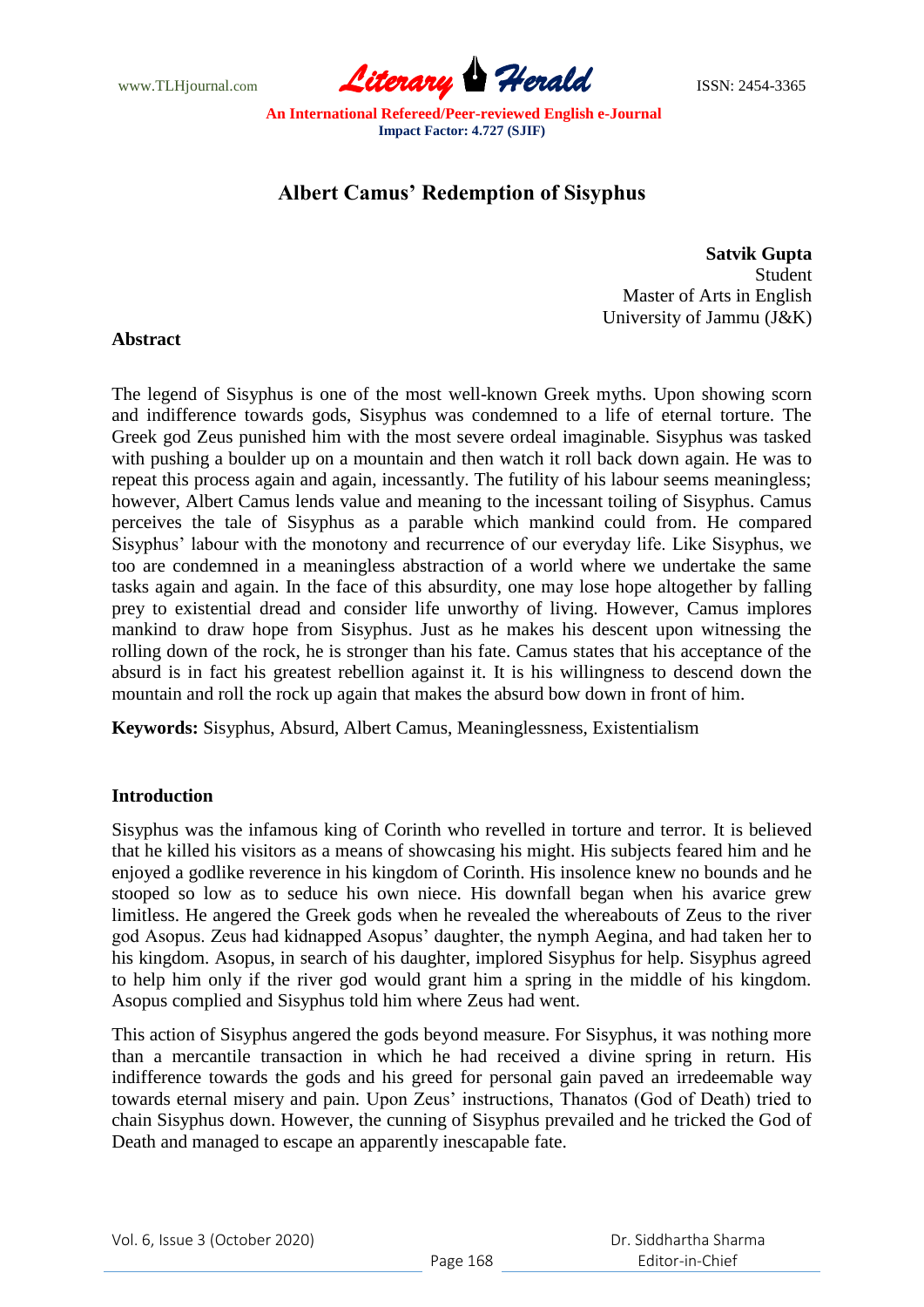# Albert Camus' Redemption of Sisyphus

**Satvik Gupta**
Student
Master of Arts in English
University of Jammu (J&K)

## Abstract

The legend of Sisyphus is one of the most well-known Greek myths. Upon showing scorn and indifference towards gods, Sisyphus was condemned to a life of eternal torture. The Greek god Zeus punished him with the most severe ordeal imaginable. Sisyphus was tasked with pushing a boulder up on a mountain and then watch it roll back down again. He was to repeat this process again and again, incessantly. The futility of his labour seems meaningless; however, Albert Camus lends value and meaning to the incessant toiling of Sisyphus. Camus perceives the tale of Sisyphus as a parable which mankind could from. He compared Sisyphus' labour with the monotony and recurrence of our everyday life. Like Sisyphus, we too are condemned in a meaningless abstraction of a world where we undertake the same tasks again and again. In the face of this absurdity, one may lose hope altogether by falling prey to existential dread and consider life unworthy of living. However, Camus implores mankind to draw hope from Sisyphus. Just as he makes his descent upon witnessing the rolling down of the rock, he is stronger than his fate. Camus states that his acceptance of the absurd is in fact his greatest rebellion against it. It is his willingness to descend down the mountain and roll the rock up again that makes the absurd bow down in front of him.

**Keywords:** Sisyphus, Absurd, Albert Camus, Meaninglessness, Existentialism

## Introduction

Sisyphus was the infamous king of Corinth who revelled in torture and terror. It is believed that he killed his visitors as a means of showcasing his might. His subjects feared him and he enjoyed a godlike reverence in his kingdom of Corinth. His insolence knew no bounds and he stooped so low as to seduce his own niece. His downfall began when his avarice grew limitless. He angered the Greek gods when he revealed the whereabouts of Zeus to the river god Asopus. Zeus had kidnapped Asopus' daughter, the nymph Aegina, and had taken her to his kingdom. Asopus, in search of his daughter, implored Sisyphus for help. Sisyphus agreed to help him only if the river god would grant him a spring in the middle of his kingdom. Asopus complied and Sisyphus told him where Zeus had went.

This action of Sisyphus angered the gods beyond measure. For Sisyphus, it was nothing more than a mercantile transaction in which he had received a divine spring in return. His indifference towards the gods and his greed for personal gain paved an irredeemable way towards eternal misery and pain. Upon Zeus' instructions, Thanatos (God of Death) tried to chain Sisyphus down. However, the cunning of Sisyphus prevailed and he tricked the God of Death and managed to escape an apparently inescapable fate.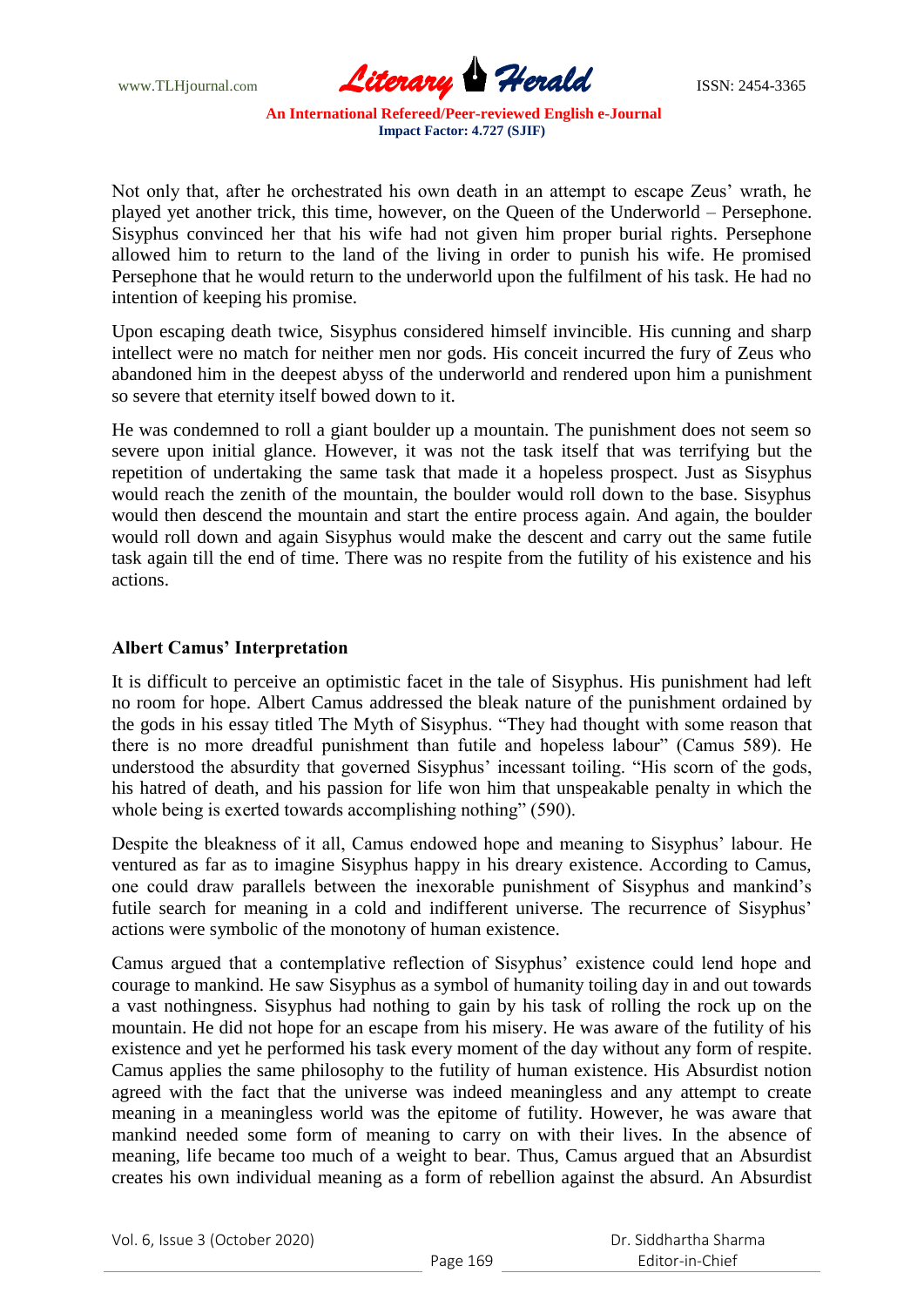Not only that, after he orchestrated his own death in an attempt to escape Zeus' wrath, he played yet another trick, this time, however, on the Queen of the Underworld – Persephone. Sisyphus convinced her that his wife had not given him proper burial rights. Persephone allowed him to return to the land of the living in order to punish his wife. He promised Persephone that he would return to the underworld upon the fulfilment of his task. He had no intention of keeping his promise.

Upon escaping death twice, Sisyphus considered himself invincible. His cunning and sharp intellect were no match for neither men nor gods. His conceit incurred the fury of Zeus who abandoned him in the deepest abyss of the underworld and rendered upon him a punishment so severe that eternity itself bowed down to it.

He was condemned to roll a giant boulder up a mountain. The punishment does not seem so severe upon initial glance. However, it was not the task itself that was terrifying but the repetition of undertaking the same task that made it a hopeless prospect. Just as Sisyphus would reach the zenith of the mountain, the boulder would roll down to the base. Sisyphus would then descend the mountain and start the entire process again. And again, the boulder would roll down and again Sisyphus would make the descent and carry out the same futile task again till the end of time. There was no respite from the futility of his existence and his actions.

**Albert Camus' Interpretation**

It is difficult to perceive an optimistic facet in the tale of Sisyphus. His punishment had left no room for hope. Albert Camus addressed the bleak nature of the punishment ordained by the gods in his essay titled The Myth of Sisyphus. "They had thought with some reason that there is no more dreadful punishment than futile and hopeless labour" (Camus 589). He understood the absurdity that governed Sisyphus' incessant toiling. "His scorn of the gods, his hatred of death, and his passion for life won him that unspeakable penalty in which the whole being is exerted towards accomplishing nothing" (590).

Despite the bleakness of it all, Camus endowed hope and meaning to Sisyphus' labour. He ventured as far as to imagine Sisyphus happy in his dreary existence. According to Camus, one could draw parallels between the inexorable punishment of Sisyphus and mankind's futile search for meaning in a cold and indifferent universe. The recurrence of Sisyphus' actions were symbolic of the monotony of human existence.

Camus argued that a contemplative reflection of Sisyphus' existence could lend hope and courage to mankind. He saw Sisyphus as a symbol of humanity toiling day in and out towards a vast nothingness. Sisyphus had nothing to gain by his task of rolling the rock up on the mountain. He did not hope for an escape from his misery. He was aware of the futility of his existence and yet he performed his task every moment of the day without any form of respite. Camus applies the same philosophy to the futility of human existence. His Absurdist notion agreed with the fact that the universe was indeed meaningless and any attempt to create meaning in a meaningless world was the epitome of futility. However, he was aware that mankind needed some form of meaning to carry on with their lives. In the absence of meaning, life became too much of a weight to bear. Thus, Camus argued that an Absurdist creates his own individual meaning as a form of rebellion against the absurd. An Absurdist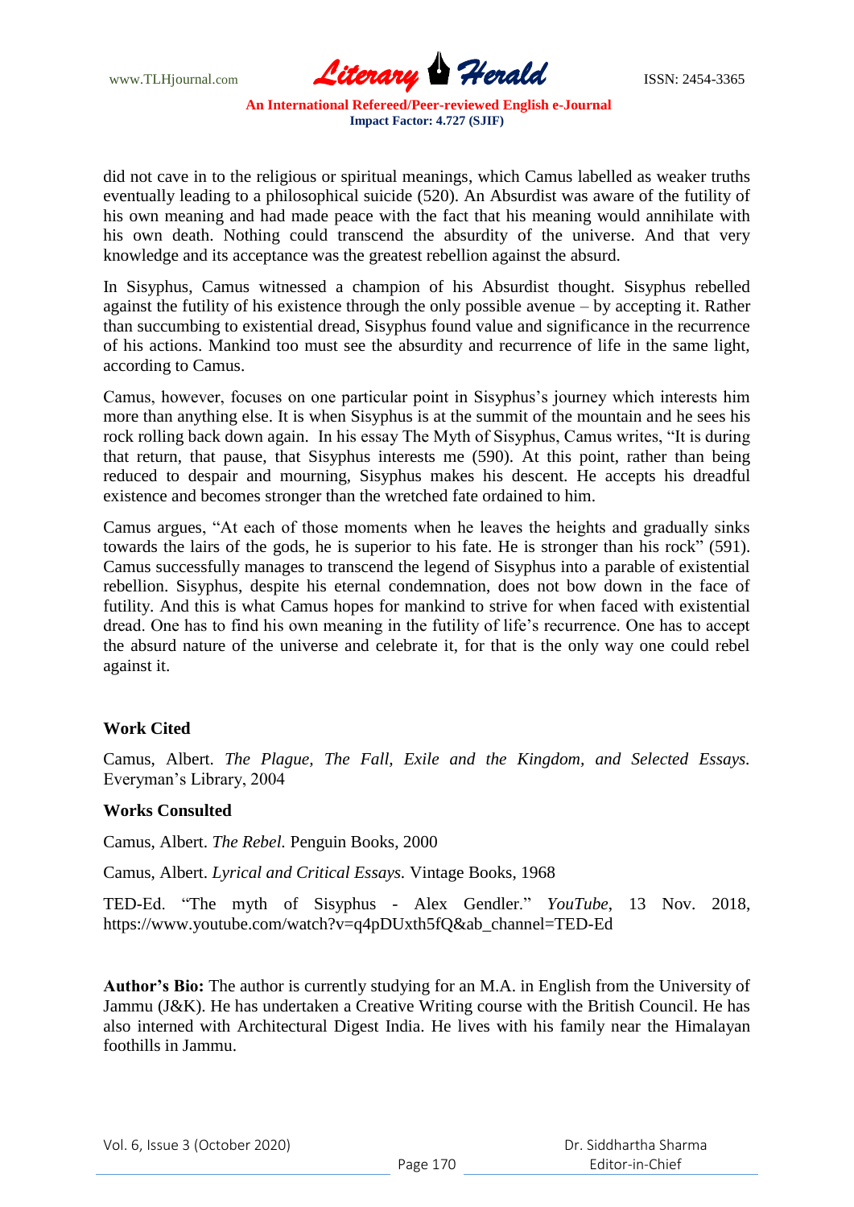did not cave in to the religious or spiritual meanings, which Camus labelled as weaker truths eventually leading to a philosophical suicide (520). An Absurdist was aware of the futility of his own meaning and had made peace with the fact that his meaning would annihilate with his own death. Nothing could transcend the absurdity of the universe. And that very knowledge and its acceptance was the greatest rebellion against the absurd.

In Sisyphus, Camus witnessed a champion of his Absurdist thought. Sisyphus rebelled against the futility of his existence through the only possible avenue – by accepting it. Rather than succumbing to existential dread, Sisyphus found value and significance in the recurrence of his actions. Mankind too must see the absurdity and recurrence of life in the same light, according to Camus.

Camus, however, focuses on one particular point in Sisyphus's journey which interests him more than anything else. It is when Sisyphus is at the summit of the mountain and he sees his rock rolling back down again. In his essay The Myth of Sisyphus, Camus writes, "It is during that return, that pause, that Sisyphus interests me (590). At this point, rather than being reduced to despair and mourning, Sisyphus makes his descent. He accepts his dreadful existence and becomes stronger than the wretched fate ordained to him.

Camus argues, "At each of those moments when he leaves the heights and gradually sinks towards the lairs of the gods, he is superior to his fate. He is stronger than his rock" (591). Camus successfully manages to transcend the legend of Sisyphus into a parable of existential rebellion. Sisyphus, despite his eternal condemnation, does not bow down in the face of futility. And this is what Camus hopes for mankind to strive for when faced with existential dread. One has to find his own meaning in the futility of life's recurrence. One has to accept the absurd nature of the universe and celebrate it, for that is the only way one could rebel against it.

**Work Cited**

Camus, Albert. *The Plague, The Fall, Exile and the Kingdom, and Selected Essays.* Everyman's Library, 2004

**Works Consulted**

Camus, Albert. *The Rebel.* Penguin Books, 2000

Camus, Albert. *Lyrical and Critical Essays.* Vintage Books, 1968

TED-Ed. "The myth of Sisyphus - Alex Gendler." *YouTube*, 13 Nov. 2018, https://www.youtube.com/watch?v=q4pDUxth5fQ&ab_channel=TED-Ed

**Author's Bio:** The author is currently studying for an M.A. in English from the University of Jammu (J&K). He has undertaken a Creative Writing course with the British Council. He has also interned with Architectural Digest India. He lives with his family near the Himalayan foothills in Jammu.